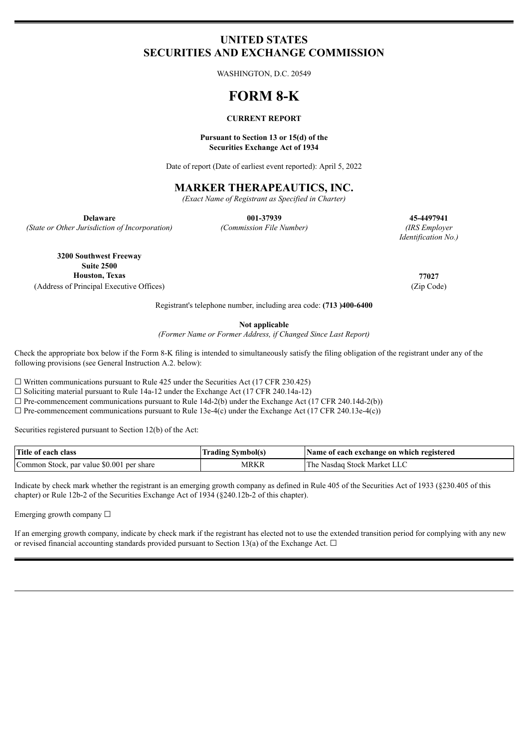# UNITED STATES
# SECURITIES AND EXCHANGE COMMISSION

WASHINGTON, D.C. 20549

# FORM 8-K

**CURRENT REPORT**

**Pursuant to Section 13 or 15(d) of the**
**Securities Exchange Act of 1934**

Date of report (Date of earliest event reported): April 5, 2022

## MARKER THERAPEAUTICS, INC.

*(Exact Name of Registrant as Specified in Charter)*

| **Delaware** | **001-37939** | **45-4497941** |
|---|---|---|
| *(State or Other Jurisdiction of Incorporation)* | *(Commission File Number)* | *(IRS Employer Identification No.)* |

| **3200 Southwest Freeway Suite 2500 Houston, Texas** | **77027** |
|---|---|
| (Address of Principal Executive Offices) | (Zip Code) |

Registrant's telephone number, including area code: **(713 )400-6400**

**Not applicable**

*(Former Name or Former Address, if Changed Since Last Report)*

Check the appropriate box below if the Form 8-K filing is intended to simultaneously satisfy the filing obligation of the registrant under any of the following provisions (see General Instruction A.2. below):

☐ Written communications pursuant to Rule 425 under the Securities Act (17 CFR 230.425)
☐ Soliciting material pursuant to Rule 14a-12 under the Exchange Act (17 CFR 240.14a-12)
☐ Pre-commencement communications pursuant to Rule 14d-2(b) under the Exchange Act (17 CFR 240.14d-2(b))
☐ Pre-commencement communications pursuant to Rule 13e-4(c) under the Exchange Act (17 CFR 240.13e-4(c))

Securities registered pursuant to Section 12(b) of the Act:

| Title of each class | Trading Symbol(s) | Name of each exchange on which registered |
|---|---|---|
| Common Stock, par value $0.001 per share | MRKR | The Nasdaq Stock Market LLC |

Indicate by check mark whether the registrant is an emerging growth company as defined in Rule 405 of the Securities Act of 1933 (§230.405 of this chapter) or Rule 12b-2 of the Securities Exchange Act of 1934 (§240.12b-2 of this chapter).

Emerging growth company ☐

If an emerging growth company, indicate by check mark if the registrant has elected not to use the extended transition period for complying with any new or revised financial accounting standards provided pursuant to Section 13(a) of the Exchange Act. ☐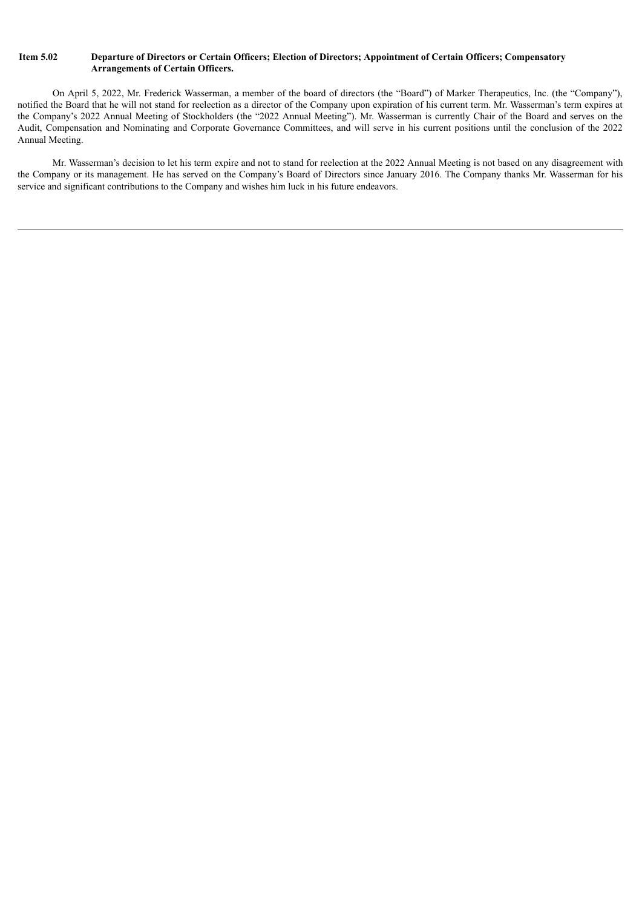**Item 5.02 Departure of Directors or Certain Officers; Election of Directors; Appointment of Certain Officers; Compensatory Arrangements of Certain Officers.**

On April 5, 2022, Mr. Frederick Wasserman, a member of the board of directors (the "Board") of Marker Therapeutics, Inc. (the "Company"), notified the Board that he will not stand for reelection as a director of the Company upon expiration of his current term. Mr. Wasserman's term expires at the Company's 2022 Annual Meeting of Stockholders (the "2022 Annual Meeting"). Mr. Wasserman is currently Chair of the Board and serves on the Audit, Compensation and Nominating and Corporate Governance Committees, and will serve in his current positions until the conclusion of the 2022 Annual Meeting.

Mr. Wasserman's decision to let his term expire and not to stand for reelection at the 2022 Annual Meeting is not based on any disagreement with the Company or its management. He has served on the Company's Board of Directors since January 2016. The Company thanks Mr. Wasserman for his service and significant contributions to the Company and wishes him luck in his future endeavors.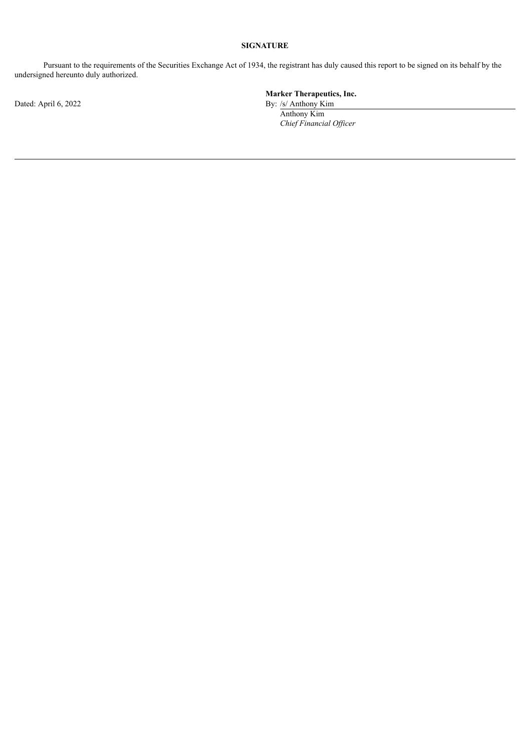**SIGNATURE**

Pursuant to the requirements of the Securities Exchange Act of 1934, the registrant has duly caused this report to be signed on its behalf by the undersigned hereunto duly authorized.

| | |
|---|---|
| | **Marker Therapeutics, Inc.** |
| Dated: April 6, 2022 | By: /s/ Anthony Kim |
| | Anthony Kim |
| | *Chief Financial Officer* |